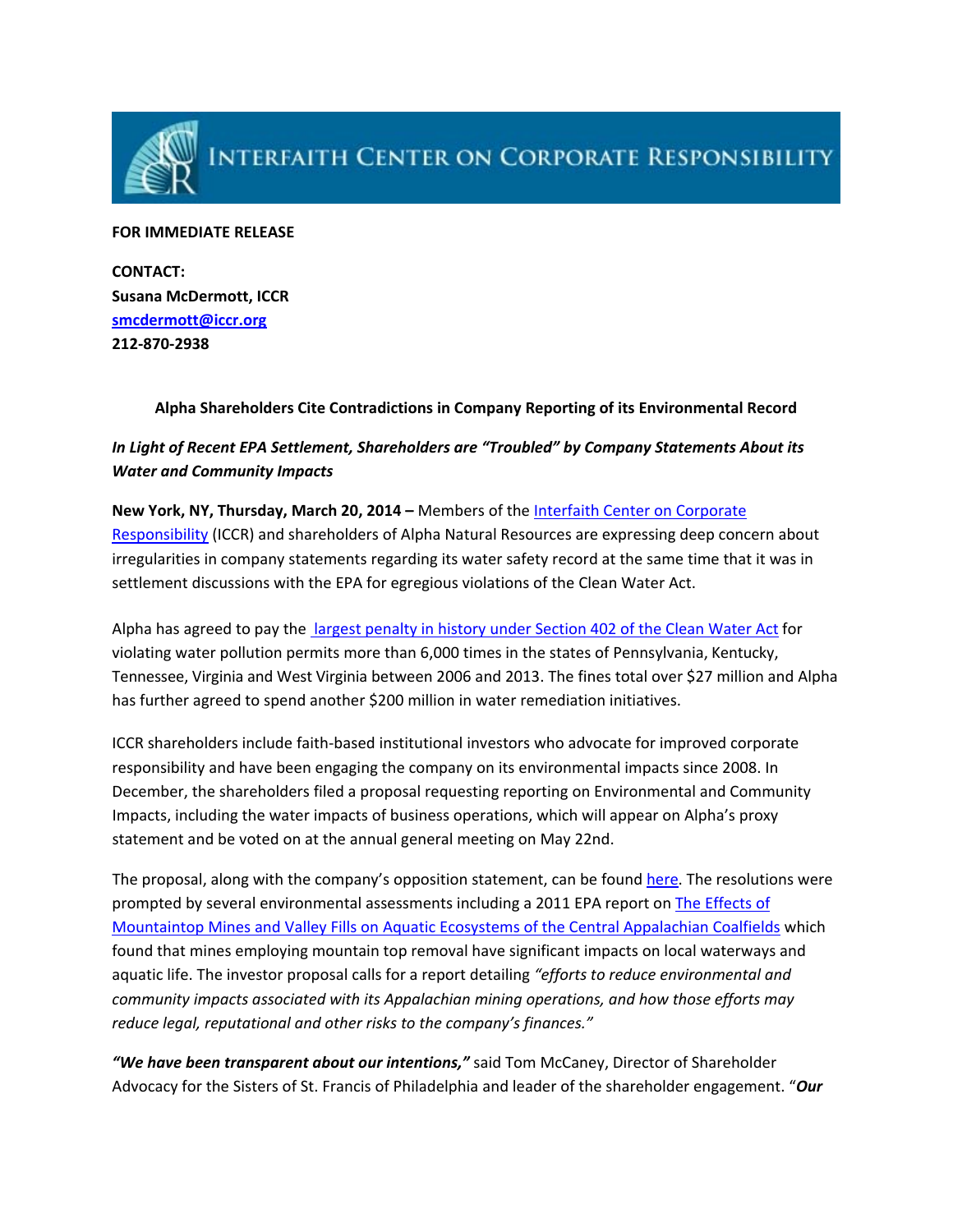# INTERFAITH CENTER ON CORPORATE RESPONSIBILITY

**FOR IMMEDIATE RELEASE**

**CONTACT:**
**Susana McDermott, ICCR**
**smcdermott@iccr.org**
**212-870-2938**

**Alpha Shareholders Cite Contradictions in Company Reporting of its Environmental Record**

***In Light of Recent EPA Settlement, Shareholders are "Troubled" by Company Statements About its Water and Community Impacts***

**New York, NY, Thursday, March 20, 2014 –** Members of the Interfaith Center on Corporate Responsibility (ICCR) and shareholders of Alpha Natural Resources are expressing deep concern about irregularities in company statements regarding its water safety record at the same time that it was in settlement discussions with the EPA for egregious violations of the Clean Water Act.

Alpha has agreed to pay the largest penalty in history under Section 402 of the Clean Water Act for violating water pollution permits more than 6,000 times in the states of Pennsylvania, Kentucky, Tennessee, Virginia and West Virginia between 2006 and 2013. The fines total over $27 million and Alpha has further agreed to spend another $200 million in water remediation initiatives.

ICCR shareholders include faith-based institutional investors who advocate for improved corporate responsibility and have been engaging the company on its environmental impacts since 2008. In December, the shareholders filed a proposal requesting reporting on Environmental and Community Impacts, including the water impacts of business operations, which will appear on Alpha's proxy statement and be voted on at the annual general meeting on May 22nd.

The proposal, along with the company's opposition statement, can be found here. The resolutions were prompted by several environmental assessments including a 2011 EPA report on The Effects of Mountaintop Mines and Valley Fills on Aquatic Ecosystems of the Central Appalachian Coalfields which found that mines employing mountain top removal have significant impacts on local waterways and aquatic life. The investor proposal calls for a report detailing *"efforts to reduce environmental and community impacts associated with its Appalachian mining operations, and how those efforts may reduce legal, reputational and other risks to the company's finances."*

***"We have been transparent about our intentions,"*** said Tom McCaney, Director of Shareholder Advocacy for the Sisters of St. Francis of Philadelphia and leader of the shareholder engagement. "***Our***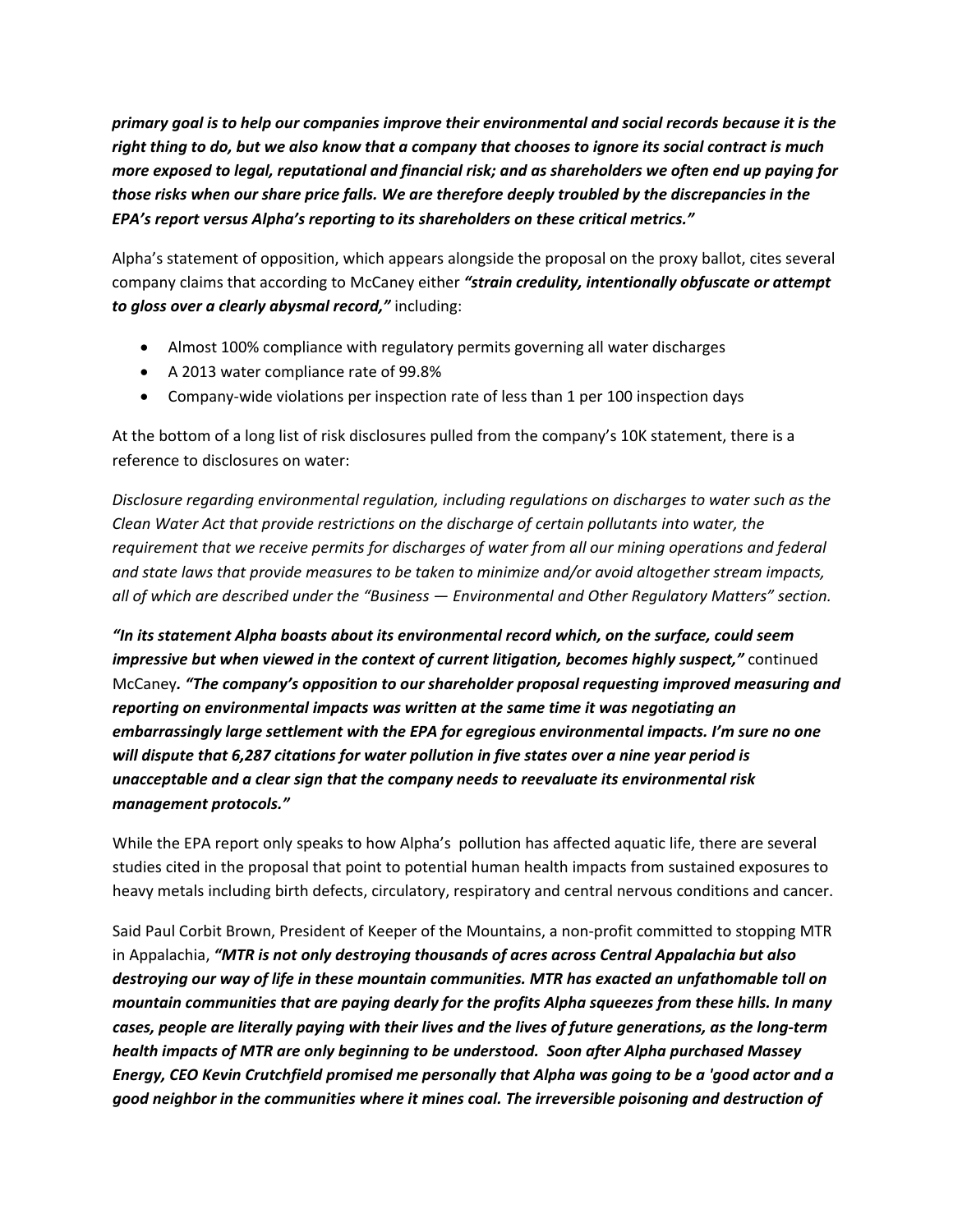***primary goal is to help our companies improve their environmental and social records because it is the right thing to do, but we also know that a company that chooses to ignore its social contract is much more exposed to legal, reputational and financial risk; and as shareholders we often end up paying for those risks when our share price falls. We are therefore deeply troubled by the discrepancies in the EPA's report versus Alpha's reporting to its shareholders on these critical metrics."***

Alpha's statement of opposition, which appears alongside the proposal on the proxy ballot, cites several company claims that according to McCaney either ***"strain credulity, intentionally obfuscate or attempt to gloss over a clearly abysmal record,"*** including:

- Almost 100% compliance with regulatory permits governing all water discharges
- A 2013 water compliance rate of 99.8%
- Company-wide violations per inspection rate of less than 1 per 100 inspection days

At the bottom of a long list of risk disclosures pulled from the company's 10K statement, there is a reference to disclosures on water:

*Disclosure regarding environmental regulation, including regulations on discharges to water such as the Clean Water Act that provide restrictions on the discharge of certain pollutants into water, the requirement that we receive permits for discharges of water from all our mining operations and federal and state laws that provide measures to be taken to minimize and/or avoid altogether stream impacts, all of which are described under the "Business — Environmental and Other Regulatory Matters" section.*

***"In its statement Alpha boasts about its environmental record which, on the surface, could seem impressive but when viewed in the context of current litigation, becomes highly suspect,"*** continued McCaney***. "The company's opposition to our shareholder proposal requesting improved measuring and reporting on environmental impacts was written at the same time it was negotiating an embarrassingly large settlement with the EPA for egregious environmental impacts. I'm sure no one will dispute that 6,287 citations for water pollution in five states over a nine year period is unacceptable and a clear sign that the company needs to reevaluate its environmental risk management protocols."***

While the EPA report only speaks to how Alpha's pollution has affected aquatic life, there are several studies cited in the proposal that point to potential human health impacts from sustained exposures to heavy metals including birth defects, circulatory, respiratory and central nervous conditions and cancer.

Said Paul Corbit Brown, President of Keeper of the Mountains, a non-profit committed to stopping MTR in Appalachia, ***"MTR is not only destroying thousands of acres across Central Appalachia but also destroying our way of life in these mountain communities. MTR has exacted an unfathomable toll on mountain communities that are paying dearly for the profits Alpha squeezes from these hills. In many cases, people are literally paying with their lives and the lives of future generations, as the long-term health impacts of MTR are only beginning to be understood. Soon after Alpha purchased Massey Energy, CEO Kevin Crutchfield promised me personally that Alpha was going to be a 'good actor and a good neighbor in the communities where it mines coal. The irreversible poisoning and destruction of***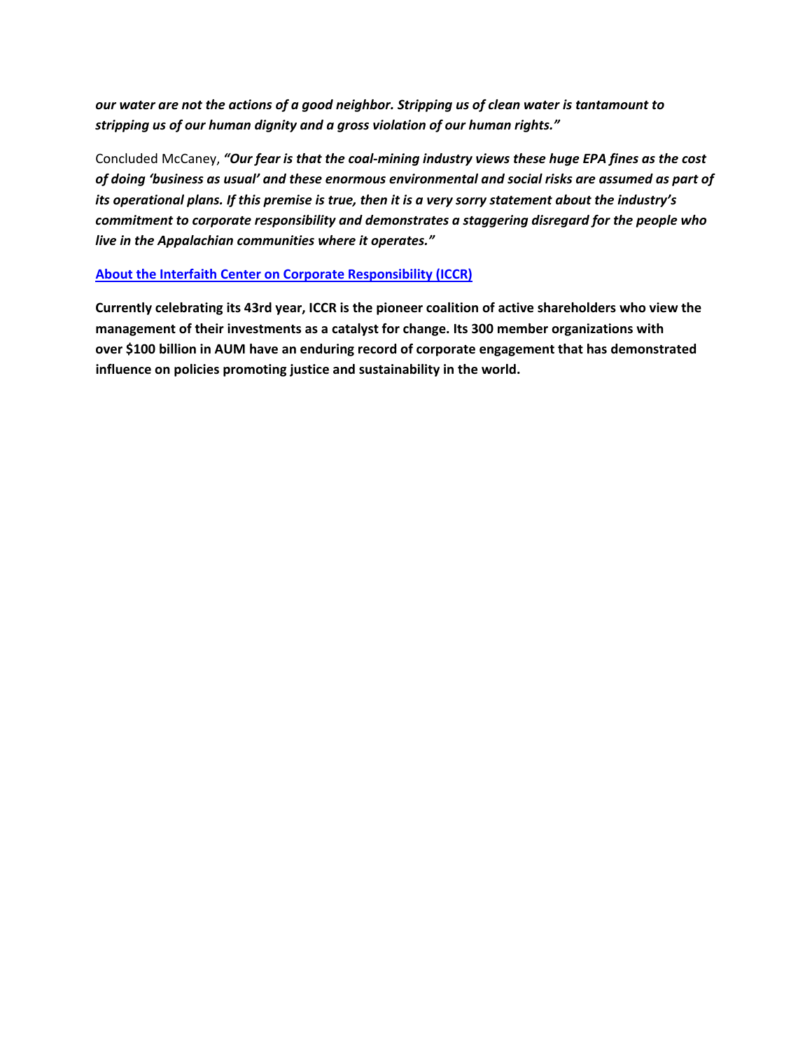***our water are not the actions of a good neighbor. Stripping us of clean water is tantamount to stripping us of our human dignity and a gross violation of our human rights."***

Concluded McCaney, ***"Our fear is that the coal-mining industry views these huge EPA fines as the cost of doing 'business as usual' and these enormous environmental and social risks are assumed as part of its operational plans. If this premise is true, then it is a very sorry statement about the industry's commitment to corporate responsibility and demonstrates a staggering disregard for the people who live in the Appalachian communities where it operates."***

**About the Interfaith Center on Corporate Responsibility (ICCR)**

**Currently celebrating its 43rd year, ICCR is the pioneer coalition of active shareholders who view the management of their investments as a catalyst for change. Its 300 member organizations with over $100 billion in AUM have an enduring record of corporate engagement that has demonstrated influence on policies promoting justice and sustainability in the world.**